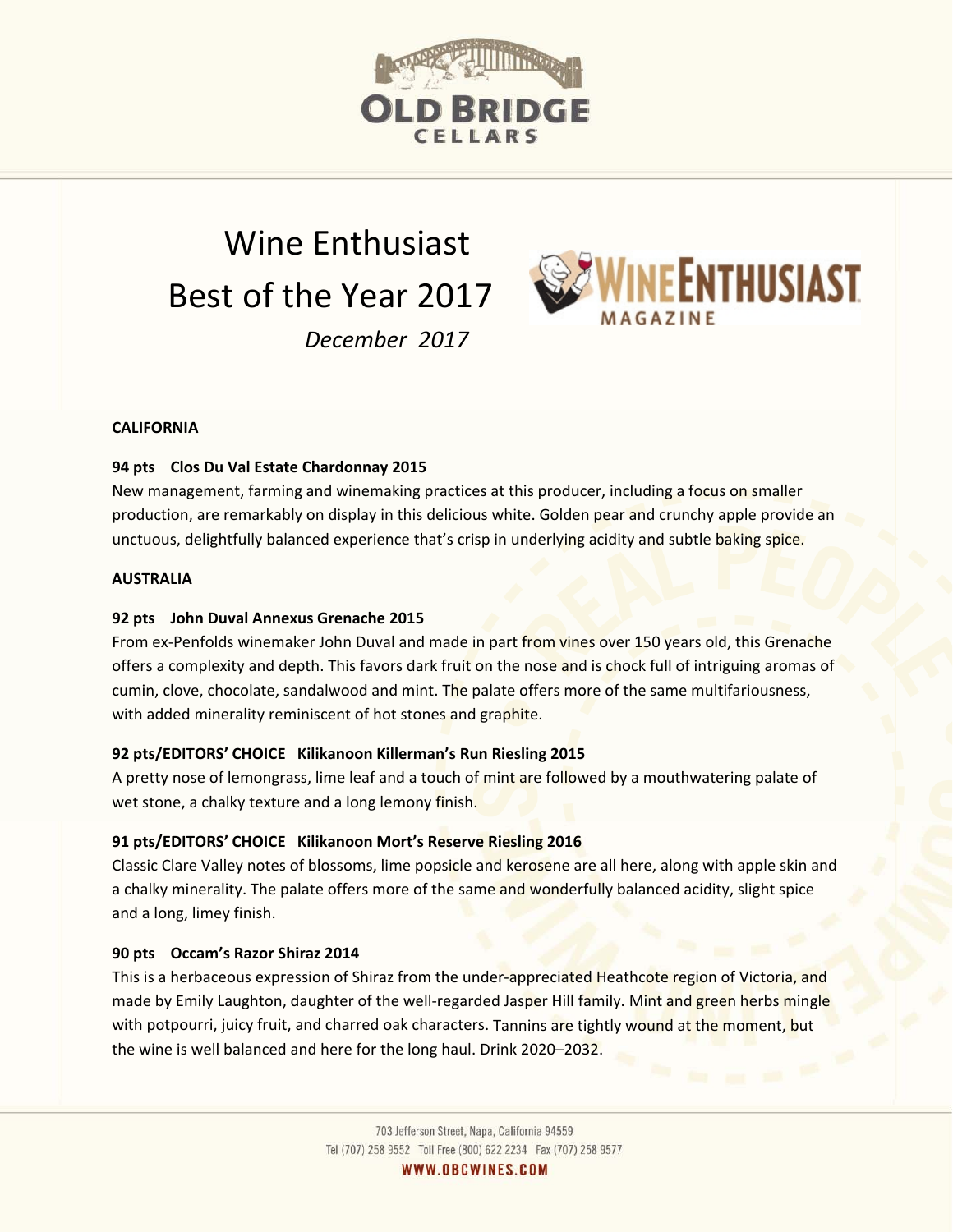# Wine Enthusiast Best of the Year 2017

*December 2017*

**CALIFORNIA**

**94 pts Clos Du Val Estate Chardonnay 2015**

New management, farming and winemaking practices at this producer, including a focus on smaller production, are remarkably on display in this delicious white. Golden pear and crunchy apple provide an unctuous, delightfully balanced experience that's crisp in underlying acidity and subtle baking spice.

**AUSTRALIA**

**92 pts John Duval Annexus Grenache 2015**

From ex-Penfolds winemaker John Duval and made in part from vines over 150 years old, this Grenache offers a complexity and depth. This favors dark fruit on the nose and is chock full of intriguing aromas of cumin, clove, chocolate, sandalwood and mint. The palate offers more of the same multifariousness, with added minerality reminiscent of hot stones and graphite.

**92 pts/EDITORS' CHOICE Kilikanoon Killerman's Run Riesling 2015**

A pretty nose of lemongrass, lime leaf and a touch of mint are followed by a mouthwatering palate of wet stone, a chalky texture and a long lemony finish.

**91 pts/EDITORS' CHOICE Kilikanoon Mort's Reserve Riesling 2016**

Classic Clare Valley notes of blossoms, lime popsicle and kerosene are all here, along with apple skin and a chalky minerality. The palate offers more of the same and wonderfully balanced acidity, slight spice and a long, limey finish.

**90 pts Occam's Razor Shiraz 2014**

This is a herbaceous expression of Shiraz from the under-appreciated Heathcote region of Victoria, and made by Emily Laughton, daughter of the well-regarded Jasper Hill family. Mint and green herbs mingle with potpourri, juicy fruit, and charred oak characters. Tannins are tightly wound at the moment, but the wine is well balanced and here for the long haul. Drink 2020–2032.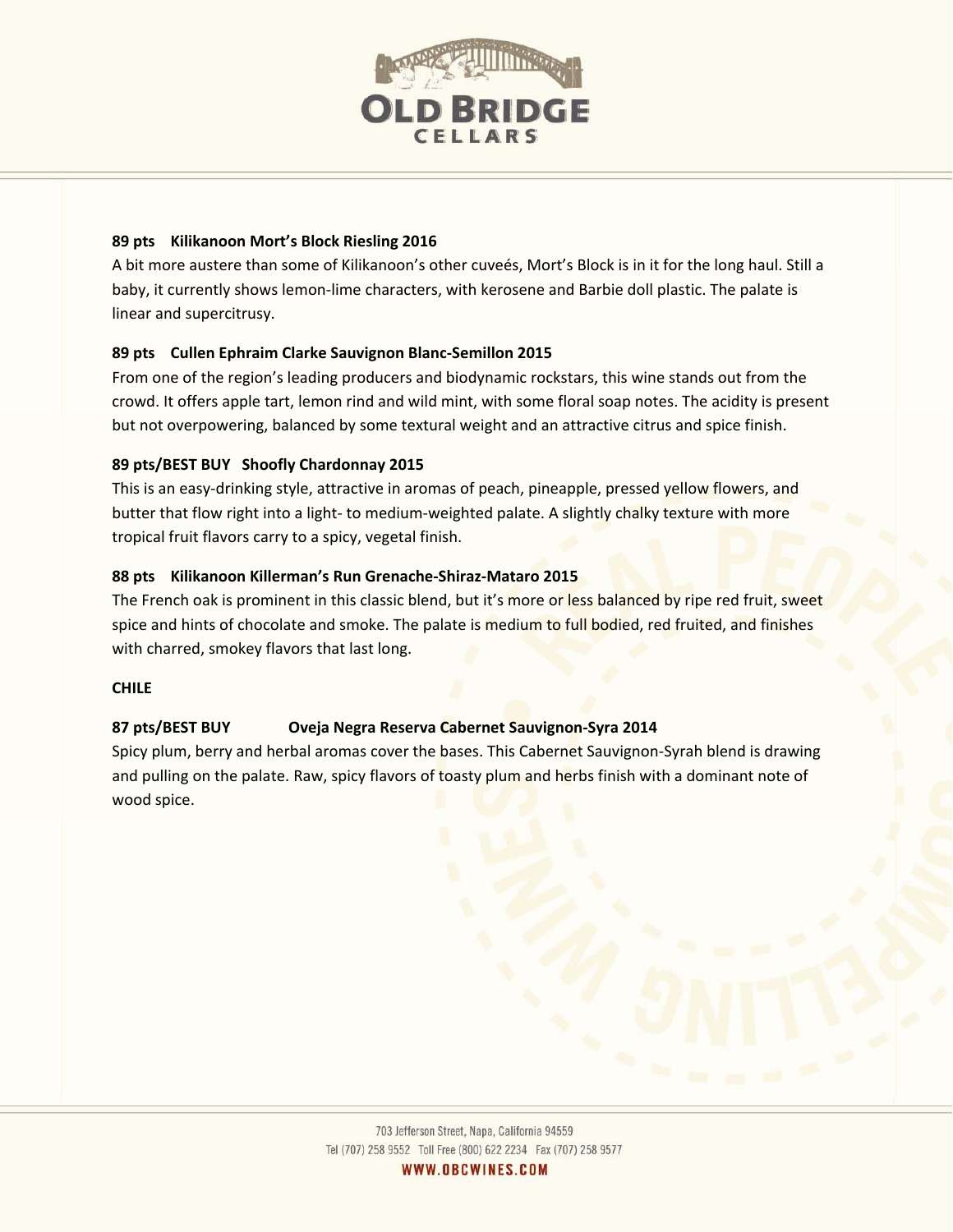**89 pts Kilikanoon Mort's Block Riesling 2016**

A bit more austere than some of Kilikanoon's other cuveés, Mort's Block is in it for the long haul. Still a baby, it currently shows lemon-lime characters, with kerosene and Barbie doll plastic. The palate is linear and supercitrusy.

**89 pts Cullen Ephraim Clarke Sauvignon Blanc-Semillon 2015**

From one of the region's leading producers and biodynamic rockstars, this wine stands out from the crowd. It offers apple tart, lemon rind and wild mint, with some floral soap notes. The acidity is present but not overpowering, balanced by some textural weight and an attractive citrus and spice finish.

**89 pts/BEST BUY Shoofly Chardonnay 2015**

This is an easy-drinking style, attractive in aromas of peach, pineapple, pressed yellow flowers, and butter that flow right into a light- to medium-weighted palate. A slightly chalky texture with more tropical fruit flavors carry to a spicy, vegetal finish.

**88 pts Kilikanoon Killerman's Run Grenache-Shiraz-Mataro 2015**

The French oak is prominent in this classic blend, but it's more or less balanced by ripe red fruit, sweet spice and hints of chocolate and smoke. The palate is medium to full bodied, red fruited, and finishes with charred, smokey flavors that last long.

**CHILE**

**87 pts/BEST BUY Oveja Negra Reserva Cabernet Sauvignon-Syra 2014**

Spicy plum, berry and herbal aromas cover the bases. This Cabernet Sauvignon-Syrah blend is drawing and pulling on the palate. Raw, spicy flavors of toasty plum and herbs finish with a dominant note of wood spice.